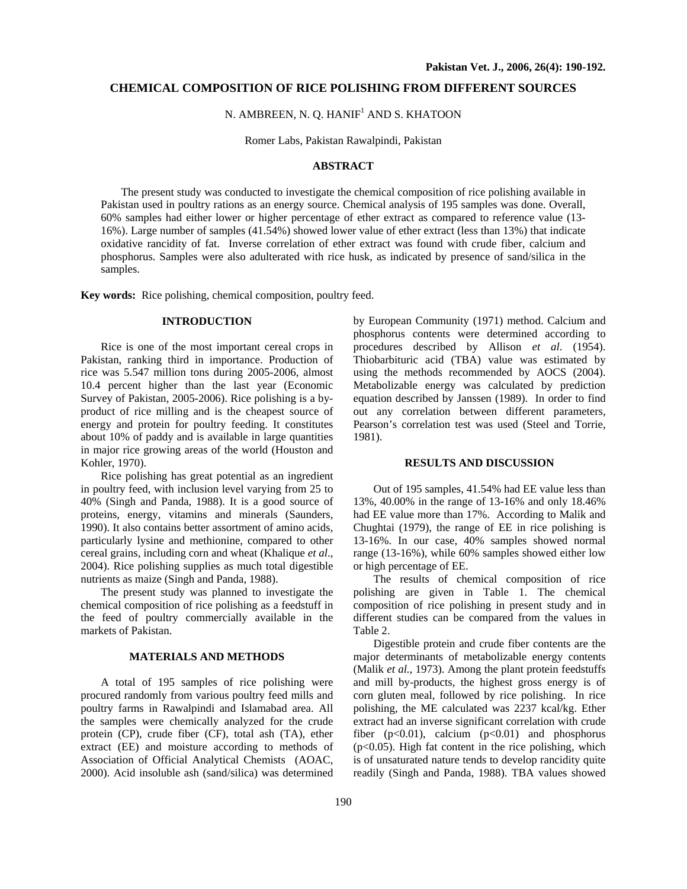# CHEMICAL COMPOSITION OF RICE POLISHING FROM DIFFERENT SOURCES

N. AMBREEN, N. Q. HANIF[1] AND S. KHATOON

Romer Labs, Pakistan Rawalpindi, Pakistan

## ABSTRACT

The present study was conducted to investigate the chemical composition of rice polishing available in Pakistan used in poultry rations as an energy source. Chemical analysis of 195 samples was done. Overall, 60% samples had either lower or higher percentage of ether extract as compared to reference value (13-16%). Large number of samples (41.54%) showed lower value of ether extract (less than 13%) that indicate oxidative rancidity of fat. Inverse correlation of ether extract was found with crude fiber, calcium and phosphorus. Samples were also adulterated with rice husk, as indicated by presence of sand/silica in the samples.

**Key words:** Rice polishing, chemical composition, poultry feed.

## INTRODUCTION

Rice is one of the most important cereal crops in Pakistan, ranking third in importance. Production of rice was 5.547 million tons during 2005-2006, almost 10.4 percent higher than the last year (Economic Survey of Pakistan, 2005-2006). Rice polishing is a by-product of rice milling and is the cheapest source of energy and protein for poultry feeding. It constitutes about 10% of paddy and is available in large quantities in major rice growing areas of the world (Houston and Kohler, 1970).

Rice polishing has great potential as an ingredient in poultry feed, with inclusion level varying from 25 to 40% (Singh and Panda, 1988). It is a good source of proteins, energy, vitamins and minerals (Saunders, 1990). It also contains better assortment of amino acids, particularly lysine and methionine, compared to other cereal grains, including corn and wheat (Khalique *et al*., 2004). Rice polishing supplies as much total digestible nutrients as maize (Singh and Panda, 1988).

The present study was planned to investigate the chemical composition of rice polishing as a feedstuff in the feed of poultry commercially available in the markets of Pakistan.

## MATERIALS AND METHODS

A total of 195 samples of rice polishing were procured randomly from various poultry feed mills and poultry farms in Rawalpindi and Islamabad area. All the samples were chemically analyzed for the crude protein (CP), crude fiber (CF), total ash (TA), ether extract (EE) and moisture according to methods of Association of Official Analytical Chemists (AOAC, 2000). Acid insoluble ash (sand/silica) was determined by European Community (1971) method. Calcium and phosphorus contents were determined according to procedures described by Allison *et al*. (1954). Thiobarbituric acid (TBA) value was estimated by using the methods recommended by AOCS (2004). Metabolizable energy was calculated by prediction equation described by Janssen (1989). In order to find out any correlation between different parameters, Pearson's correlation test was used (Steel and Torrie, 1981).

## RESULTS AND DISCUSSION

Out of 195 samples, 41.54% had EE value less than 13%, 40.00% in the range of 13-16% and only 18.46% had EE value more than 17%. According to Malik and Chughtai (1979), the range of EE in rice polishing is 13-16%. In our case, 40% samples showed normal range (13-16%), while 60% samples showed either low or high percentage of EE.

The results of chemical composition of rice polishing are given in Table 1. The chemical composition of rice polishing in present study and in different studies can be compared from the values in Table 2.

Digestible protein and crude fiber contents are the major determinants of metabolizable energy contents (Malik *et al*., 1973). Among the plant protein feedstuffs and mill by-products, the highest gross energy is of corn gluten meal, followed by rice polishing. In rice polishing, the ME calculated was 2237 kcal/kg. Ether extract had an inverse significant correlation with crude fiber ($p<0.01$), calcium ($p<0.01$) and phosphorus ($p<0.05$). High fat content in the rice polishing, which is of unsaturated nature tends to develop rancidity quite readily (Singh and Panda, 1988). TBA values showed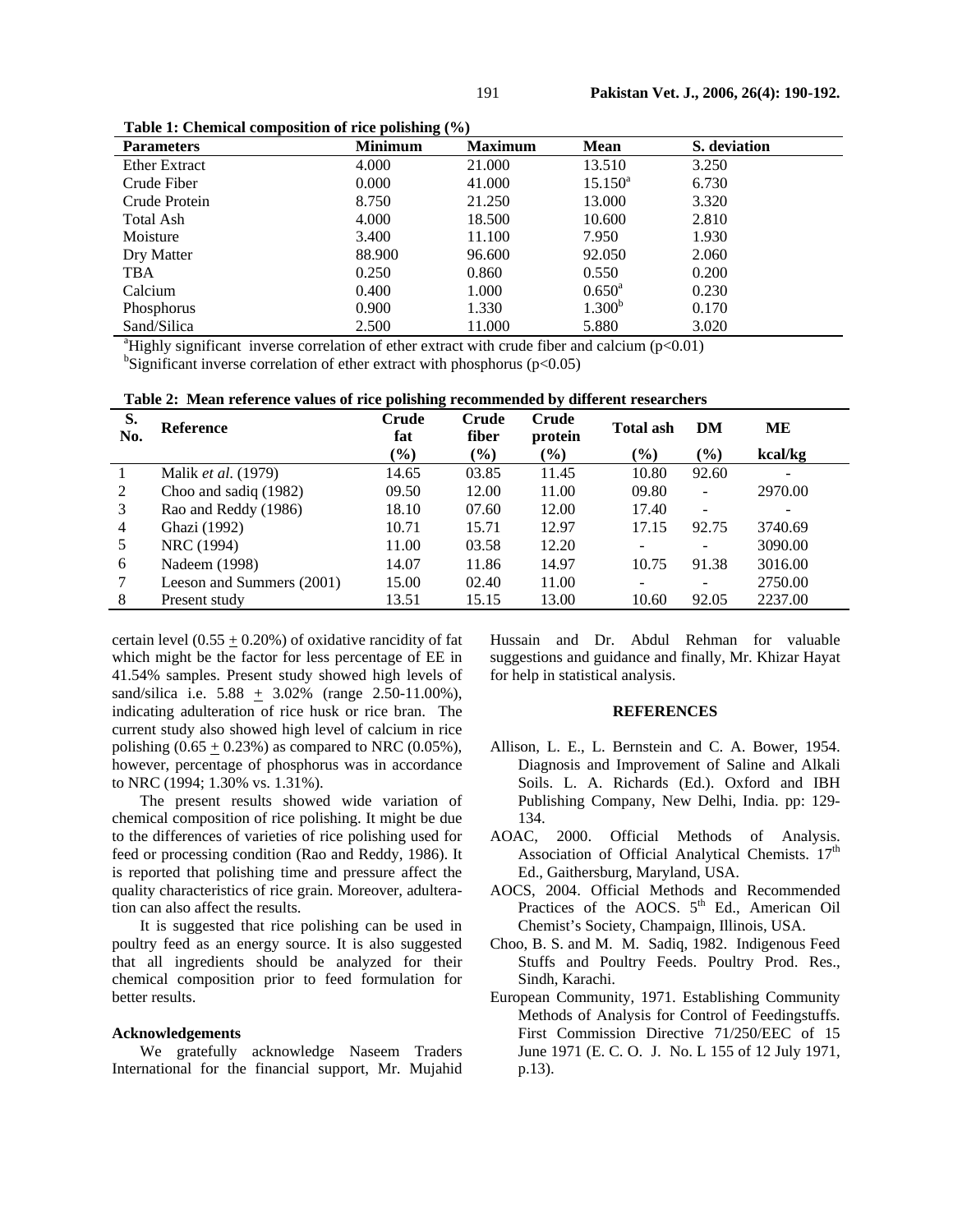**Table 1: Chemical composition of rice polishing (%)**

| Parameters | Minimum | Maximum | Mean | S. deviation |
|---|---|---|---|---|
| Ether Extract | 4.000 | 21.000 | 13.510 | 3.250 |
| Crude Fiber | 0.000 | 41.000 | 15.150[a] | 6.730 |
| Crude Protein | 8.750 | 21.250 | 13.000 | 3.320 |
| Total Ash | 4.000 | 18.500 | 10.600 | 2.810 |
| Moisture | 3.400 | 11.100 | 7.950 | 1.930 |
| Dry Matter | 88.900 | 96.600 | 92.050 | 2.060 |
| TBA | 0.250 | 0.860 | 0.550 | 0.200 |
| Calcium | 0.400 | 1.000 | 0.650[a] | 0.230 |
| Phosphorus | 0.900 | 1.330 | 1.300[b] | 0.170 |
| Sand/Silica | 2.500 | 11.000 | 5.880 | 3.020 |

[a]Highly significant inverse correlation of ether extract with crude fiber and calcium ($p<0.01$)
[b]Significant inverse correlation of ether extract with phosphorus ($p<0.05$)

**Table 2: Mean reference values of rice polishing recommended by different researchers**

| S. No. | Reference | Crude fat (%) | Crude fiber (%) | Crude protein (%) | Total ash (%) | DM (%) | ME kcal/kg |
|---|---|---|---|---|---|---|---|
| 1 | Malik *et al.* (1979) | 14.65 | 03.85 | 11.45 | 10.80 | 92.60 | - |
| 2 | Choo and sadiq (1982) | 09.50 | 12.00 | 11.00 | 09.80 | - | 2970.00 |
| 3 | Rao and Reddy (1986) | 18.10 | 07.60 | 12.00 | 17.40 | - | - |
| 4 | Ghazi (1992) | 10.71 | 15.71 | 12.97 | 17.15 | 92.75 | 3740.69 |
| 5 | NRC (1994) | 11.00 | 03.58 | 12.20 | - | - | 3090.00 |
| 6 | Nadeem (1998) | 14.07 | 11.86 | 14.97 | 10.75 | 91.38 | 3016.00 |
| 7 | Leeson and Summers (2001) | 15.00 | 02.40 | 11.00 | - | - | 2750.00 |
| 8 | Present study | 13.51 | 15.15 | 13.00 | 10.60 | 92.05 | 2237.00 |

certain level (0.55 $\pm$ 0.20%) of oxidative rancidity of fat which might be the factor for less percentage of EE in 41.54% samples. Present study showed high levels of sand/silica i.e. 5.88 $\pm$ 3.02% (range 2.50-11.00%), indicating adulteration of rice husk or rice bran. The current study also showed high level of calcium in rice polishing (0.65 $\pm$ 0.23%) as compared to NRC (0.05%), however, percentage of phosphorus was in accordance to NRC (1994; 1.30% vs. 1.31%).

The present results showed wide variation of chemical composition of rice polishing. It might be due to the differences of varieties of rice polishing used for feed or processing condition (Rao and Reddy, 1986). It is reported that polishing time and pressure affect the quality characteristics of rice grain. Moreover, adulteration can also affect the results.

It is suggested that rice polishing can be used in poultry feed as an energy source. It is also suggested that all ingredients should be analyzed for their chemical composition prior to feed formulation for better results.

#### Acknowledgements

We gratefully acknowledge Naseem Traders International for the financial support, Mr. Mujahid Hussain and Dr. Abdul Rehman for valuable suggestions and guidance and finally, Mr. Khizar Hayat for help in statistical analysis.

## REFERENCES

- Allison, L. E., L. Bernstein and C. A. Bower, 1954. Diagnosis and Improvement of Saline and Alkali Soils. L. A. Richards (Ed.). Oxford and IBH Publishing Company, New Delhi, India. pp: 129-134.
- AOAC, 2000. Official Methods of Analysis. Association of Official Analytical Chemists. 17th Ed., Gaithersburg, Maryland, USA.
- AOCS, 2004. Official Methods and Recommended Practices of the AOCS. 5th Ed., American Oil Chemist's Society, Champaign, Illinois, USA.
- Choo, B. S. and M. M. Sadiq, 1982. Indigenous Feed Stuffs and Poultry Feeds. Poultry Prod. Res., Sindh, Karachi.
- European Community, 1971. Establishing Community Methods of Analysis for Control of Feedingstuffs. First Commission Directive 71/250/EEC of 15 June 1971 (E. C. O. J. No. L 155 of 12 July 1971, p.13).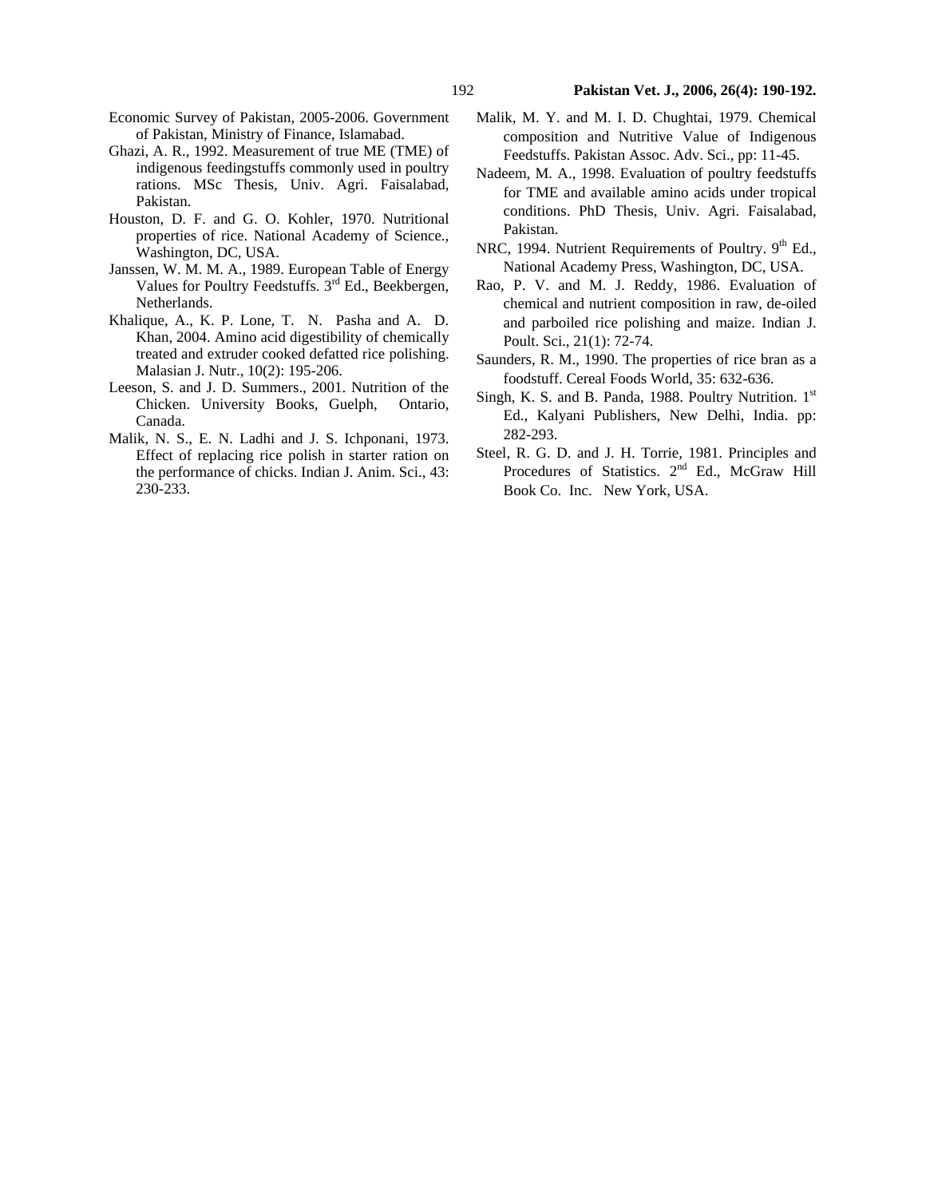Economic Survey of Pakistan, 2005-2006. Government of Pakistan, Ministry of Finance, Islamabad.

Ghazi, A. R., 1992. Measurement of true ME (TME) of indigenous feedingstuffs commonly used in poultry rations. MSc Thesis, Univ. Agri. Faisalabad, Pakistan.

Houston, D. F. and G. O. Kohler, 1970. Nutritional properties of rice. National Academy of Science., Washington, DC, USA.

Janssen, W. M. M. A., 1989. European Table of Energy Values for Poultry Feedstuffs. 3rd Ed., Beekbergen, Netherlands.

Khalique, A., K. P. Lone, T. N. Pasha and A. D. Khan, 2004. Amino acid digestibility of chemically treated and extruder cooked defatted rice polishing. Malasian J. Nutr., 10(2): 195-206.

Leeson, S. and J. D. Summers., 2001. Nutrition of the Chicken. University Books, Guelph, Ontario, Canada.

Malik, N. S., E. N. Ladhi and J. S. Ichponani, 1973. Effect of replacing rice polish in starter ration on the performance of chicks. Indian J. Anim. Sci., 43: 230-233.

Malik, M. Y. and M. I. D. Chughtai, 1979. Chemical composition and Nutritive Value of Indigenous Feedstuffs. Pakistan Assoc. Adv. Sci., pp: 11-45.

Nadeem, M. A., 1998. Evaluation of poultry feedstuffs for TME and available amino acids under tropical conditions. PhD Thesis, Univ. Agri. Faisalabad, Pakistan.

NRC, 1994. Nutrient Requirements of Poultry. 9th Ed., National Academy Press, Washington, DC, USA.

Rao, P. V. and M. J. Reddy, 1986. Evaluation of chemical and nutrient composition in raw, de-oiled and parboiled rice polishing and maize. Indian J. Poult. Sci., 21(1): 72-74.

Saunders, R. M., 1990. The properties of rice bran as a foodstuff. Cereal Foods World, 35: 632-636.

Singh, K. S. and B. Panda, 1988. Poultry Nutrition. 1st Ed., Kalyani Publishers, New Delhi, India. pp: 282-293.

Steel, R. G. D. and J. H. Torrie, 1981. Principles and Procedures of Statistics. 2nd Ed., McGraw Hill Book Co. Inc. New York, USA.